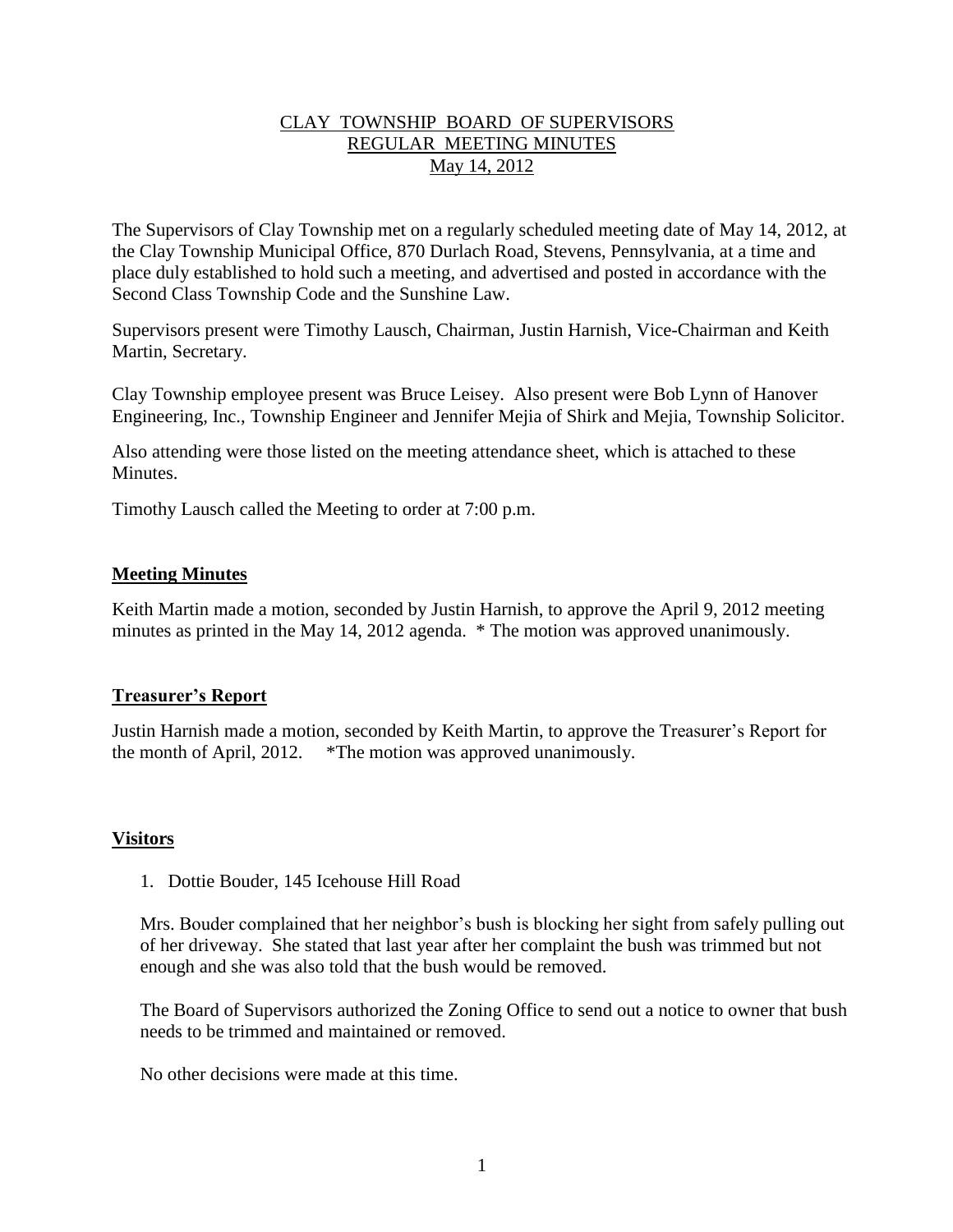# CLAY TOWNSHIP BOARD OF SUPERVISORS
## REGULAR MEETING MINUTES
### May 14, 2012

The Supervisors of Clay Township met on a regularly scheduled meeting date of May 14, 2012, at the Clay Township Municipal Office, 870 Durlach Road, Stevens, Pennsylvania, at a time and place duly established to hold such a meeting, and advertised and posted in accordance with the Second Class Township Code and the Sunshine Law.

Supervisors present were Timothy Lausch, Chairman, Justin Harnish, Vice-Chairman and Keith Martin, Secretary.

Clay Township employee present was Bruce Leisey. Also present were Bob Lynn of Hanover Engineering, Inc., Township Engineer and Jennifer Mejia of Shirk and Mejia, Township Solicitor.

Also attending were those listed on the meeting attendance sheet, which is attached to these Minutes.

Timothy Lausch called the Meeting to order at 7:00 p.m.

## Meeting Minutes

Keith Martin made a motion, seconded by Justin Harnish, to approve the April 9, 2012 meeting minutes as printed in the May 14, 2012 agenda. * The motion was approved unanimously.

## Treasurer's Report

Justin Harnish made a motion, seconded by Keith Martin, to approve the Treasurer's Report for the month of April, 2012. *The motion was approved unanimously.

## Visitors

1. Dottie Bouder, 145 Icehouse Hill Road

Mrs. Bouder complained that her neighbor's bush is blocking her sight from safely pulling out of her driveway. She stated that last year after her complaint the bush was trimmed but not enough and she was also told that the bush would be removed.

The Board of Supervisors authorized the Zoning Office to send out a notice to owner that bush needs to be trimmed and maintained or removed.

No other decisions were made at this time.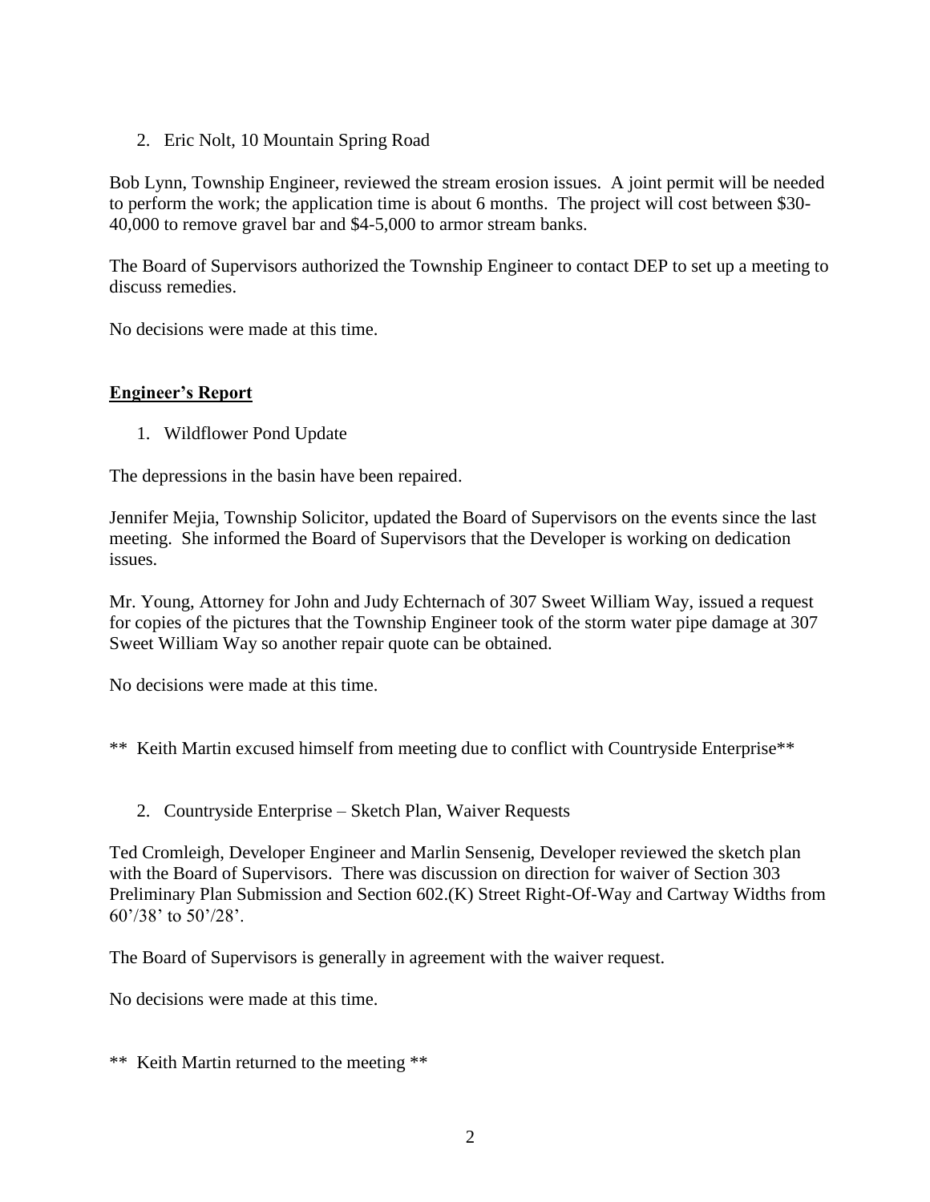2. Eric Nolt, 10 Mountain Spring Road

Bob Lynn, Township Engineer, reviewed the stream erosion issues. A joint permit will be needed to perform the work; the application time is about 6 months. The project will cost between $30-40,000 to remove gravel bar and $4-5,000 to armor stream banks.

The Board of Supervisors authorized the Township Engineer to contact DEP to set up a meeting to discuss remedies.

No decisions were made at this time.

## Engineer's Report

1. Wildflower Pond Update

The depressions in the basin have been repaired.

Jennifer Mejia, Township Solicitor, updated the Board of Supervisors on the events since the last meeting. She informed the Board of Supervisors that the Developer is working on dedication issues.

Mr. Young, Attorney for John and Judy Echternach of 307 Sweet William Way, issued a request for copies of the pictures that the Township Engineer took of the storm water pipe damage at 307 Sweet William Way so another repair quote can be obtained.

No decisions were made at this time.

** Keith Martin excused himself from meeting due to conflict with Countryside Enterprise**

2. Countryside Enterprise – Sketch Plan, Waiver Requests

Ted Cromleigh, Developer Engineer and Marlin Sensenig, Developer reviewed the sketch plan with the Board of Supervisors. There was discussion on direction for waiver of Section 303 Preliminary Plan Submission and Section 602.(K) Street Right-Of-Way and Cartway Widths from 60'/38' to 50'/28'.

The Board of Supervisors is generally in agreement with the waiver request.

No decisions were made at this time.

** Keith Martin returned to the meeting **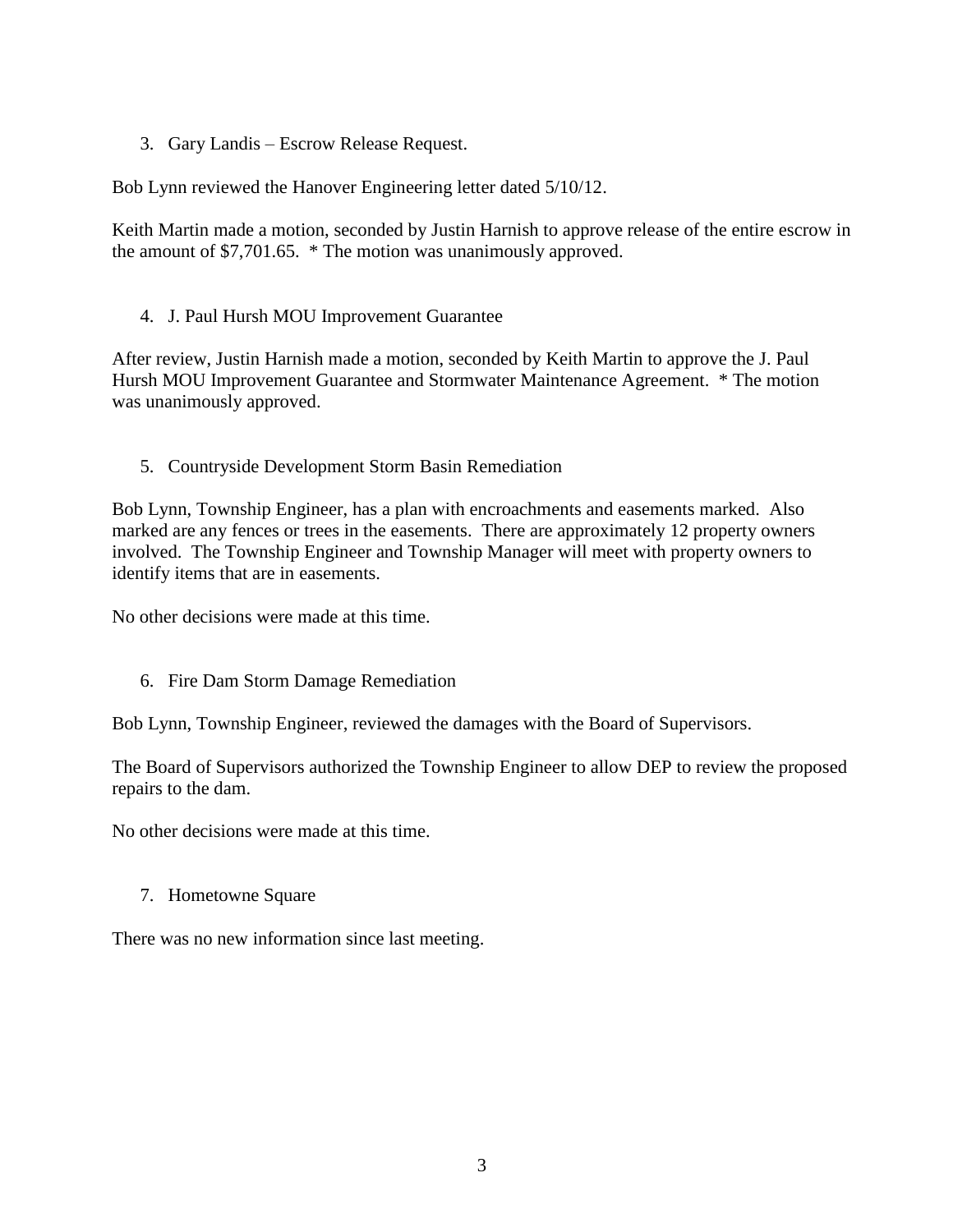3. Gary Landis – Escrow Release Request.

Bob Lynn reviewed the Hanover Engineering letter dated 5/10/12.

Keith Martin made a motion, seconded by Justin Harnish to approve release of the entire escrow in the amount of $7,701.65.  * The motion was unanimously approved.

4. J. Paul Hursh MOU Improvement Guarantee

After review, Justin Harnish made a motion, seconded by Keith Martin to approve the J. Paul Hursh MOU Improvement Guarantee and Stormwater Maintenance Agreement.  * The motion was unanimously approved.

5. Countryside Development Storm Basin Remediation

Bob Lynn, Township Engineer, has a plan with encroachments and easements marked.  Also marked are any fences or trees in the easements.  There are approximately 12 property owners involved.  The Township Engineer and Township Manager will meet with property owners to identify items that are in easements.

No other decisions were made at this time.

6. Fire Dam Storm Damage Remediation

Bob Lynn, Township Engineer, reviewed the damages with the Board of Supervisors.

The Board of Supervisors authorized the Township Engineer to allow DEP to review the proposed repairs to the dam.

No other decisions were made at this time.

7. Hometowne Square

There was no new information since last meeting.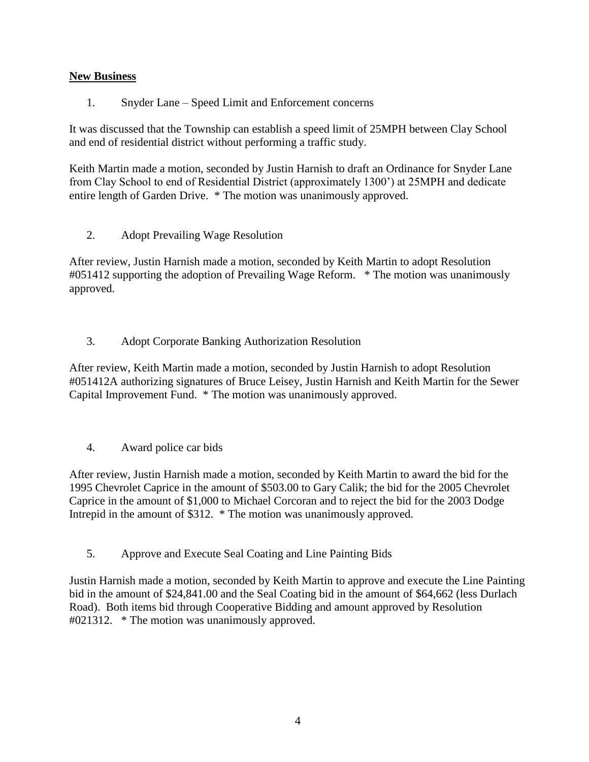## **New Business**

1. Snyder Lane – Speed Limit and Enforcement concerns

It was discussed that the Township can establish a speed limit of 25MPH between Clay School and end of residential district without performing a traffic study.

Keith Martin made a motion, seconded by Justin Harnish to draft an Ordinance for Snyder Lane from Clay School to end of Residential District (approximately 1300') at 25MPH and dedicate entire length of Garden Drive. * The motion was unanimously approved.

2. Adopt Prevailing Wage Resolution

After review, Justin Harnish made a motion, seconded by Keith Martin to adopt Resolution #051412 supporting the adoption of Prevailing Wage Reform. * The motion was unanimously approved.

3. Adopt Corporate Banking Authorization Resolution

After review, Keith Martin made a motion, seconded by Justin Harnish to adopt Resolution #051412A authorizing signatures of Bruce Leisey, Justin Harnish and Keith Martin for the Sewer Capital Improvement Fund. * The motion was unanimously approved.

4. Award police car bids

After review, Justin Harnish made a motion, seconded by Keith Martin to award the bid for the 1995 Chevrolet Caprice in the amount of $503.00 to Gary Calik; the bid for the 2005 Chevrolet Caprice in the amount of $1,000 to Michael Corcoran and to reject the bid for the 2003 Dodge Intrepid in the amount of $312. * The motion was unanimously approved.

5. Approve and Execute Seal Coating and Line Painting Bids

Justin Harnish made a motion, seconded by Keith Martin to approve and execute the Line Painting bid in the amount of $24,841.00 and the Seal Coating bid in the amount of $64,662 (less Durlach Road). Both items bid through Cooperative Bidding and amount approved by Resolution #021312. * The motion was unanimously approved.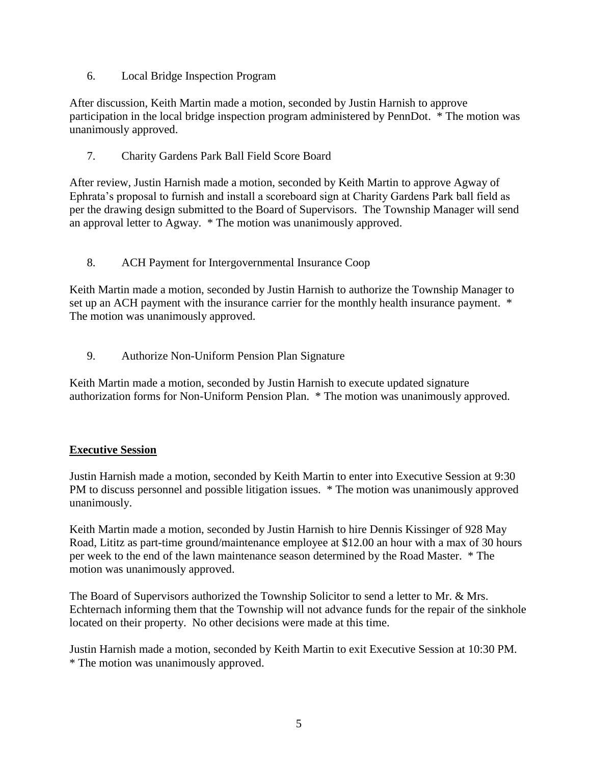6. Local Bridge Inspection Program

After discussion, Keith Martin made a motion, seconded by Justin Harnish to approve participation in the local bridge inspection program administered by PennDot. * The motion was unanimously approved.

7. Charity Gardens Park Ball Field Score Board

After review, Justin Harnish made a motion, seconded by Keith Martin to approve Agway of Ephrata's proposal to furnish and install a scoreboard sign at Charity Gardens Park ball field as per the drawing design submitted to the Board of Supervisors. The Township Manager will send an approval letter to Agway. * The motion was unanimously approved.

8. ACH Payment for Intergovernmental Insurance Coop

Keith Martin made a motion, seconded by Justin Harnish to authorize the Township Manager to set up an ACH payment with the insurance carrier for the monthly health insurance payment. * The motion was unanimously approved.

9. Authorize Non-Uniform Pension Plan Signature

Keith Martin made a motion, seconded by Justin Harnish to execute updated signature authorization forms for Non-Uniform Pension Plan. * The motion was unanimously approved.

**Executive Session**

Justin Harnish made a motion, seconded by Keith Martin to enter into Executive Session at 9:30 PM to discuss personnel and possible litigation issues. * The motion was unanimously approved unanimously.

Keith Martin made a motion, seconded by Justin Harnish to hire Dennis Kissinger of 928 May Road, Lititz as part-time ground/maintenance employee at $12.00 an hour with a max of 30 hours per week to the end of the lawn maintenance season determined by the Road Master. * The motion was unanimously approved.

The Board of Supervisors authorized the Township Solicitor to send a letter to Mr. & Mrs. Echternach informing them that the Township will not advance funds for the repair of the sinkhole located on their property. No other decisions were made at this time.

Justin Harnish made a motion, seconded by Keith Martin to exit Executive Session at 10:30 PM. * The motion was unanimously approved.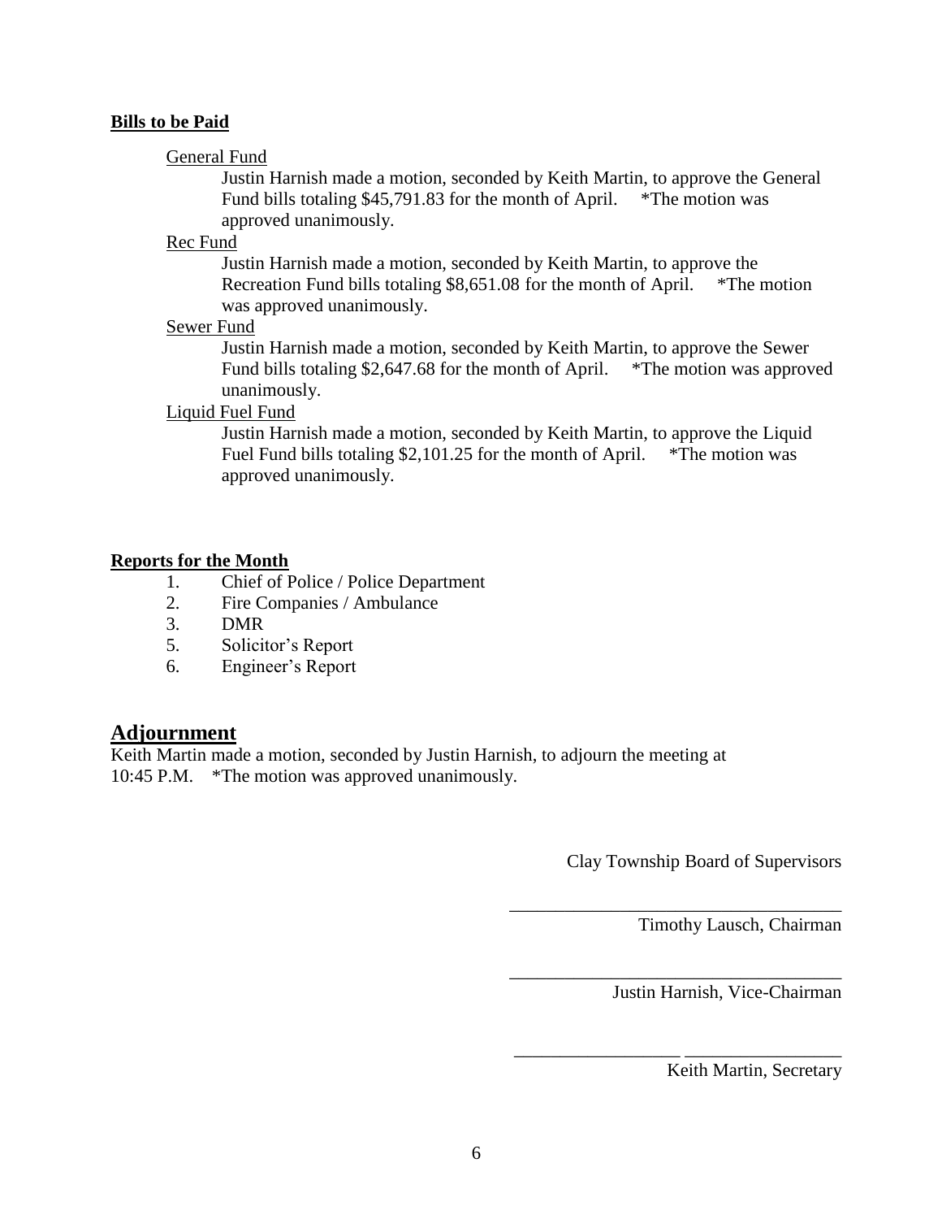**Bills to be Paid**

General Fund

Justin Harnish made a motion, seconded by Keith Martin, to approve the General Fund bills totaling $45,791.83 for the month of April. *The motion was approved unanimously.

Rec Fund

Justin Harnish made a motion, seconded by Keith Martin, to approve the Recreation Fund bills totaling $8,651.08 for the month of April. *The motion was approved unanimously.

Sewer Fund

Justin Harnish made a motion, seconded by Keith Martin, to approve the Sewer Fund bills totaling $2,647.68 for the month of April. *The motion was approved unanimously.

Liquid Fuel Fund

Justin Harnish made a motion, seconded by Keith Martin, to approve the Liquid Fuel Fund bills totaling $2,101.25 for the month of April. *The motion was approved unanimously.

**Reports for the Month**

1. Chief of Police / Police Department
2. Fire Companies / Ambulance
3. DMR
5. Solicitor's Report
6. Engineer's Report

## Adjournment

Keith Martin made a motion, seconded by Justin Harnish, to adjourn the meeting at 10:45 P.M. *The motion was approved unanimously.

Clay Township Board of Supervisors

_____________________________________
Timothy Lausch, Chairman

_____________________________________
Justin Harnish, Vice-Chairman

_____________________________________
Keith Martin, Secretary